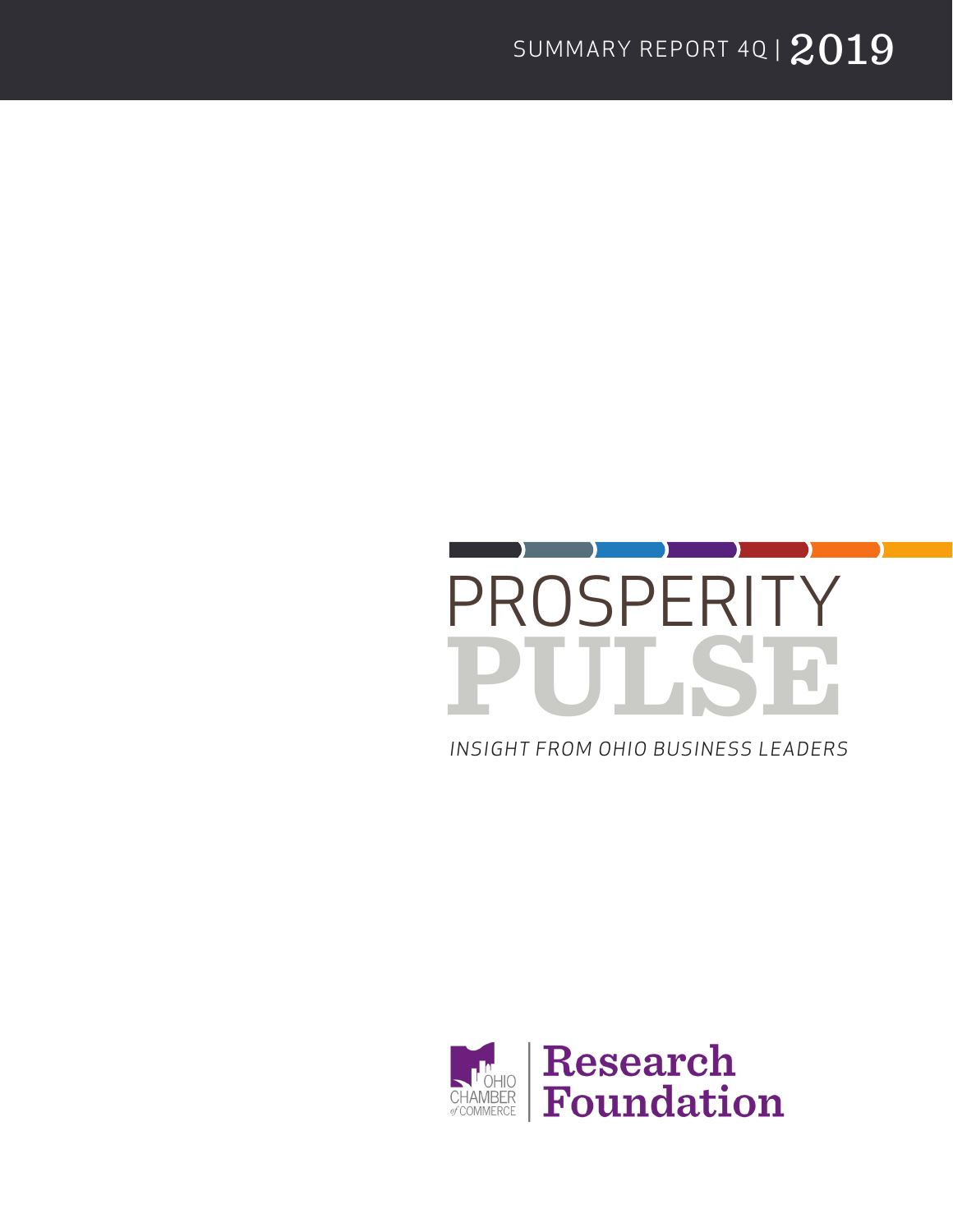SUMMARY REPORT 4Q | 2019

# PROSPERITY PULSE

*INSIGHT FROM OHIO BUSINESS LEADERS*

OHIO CHAMBER *of* COMMERCE | Research Foundation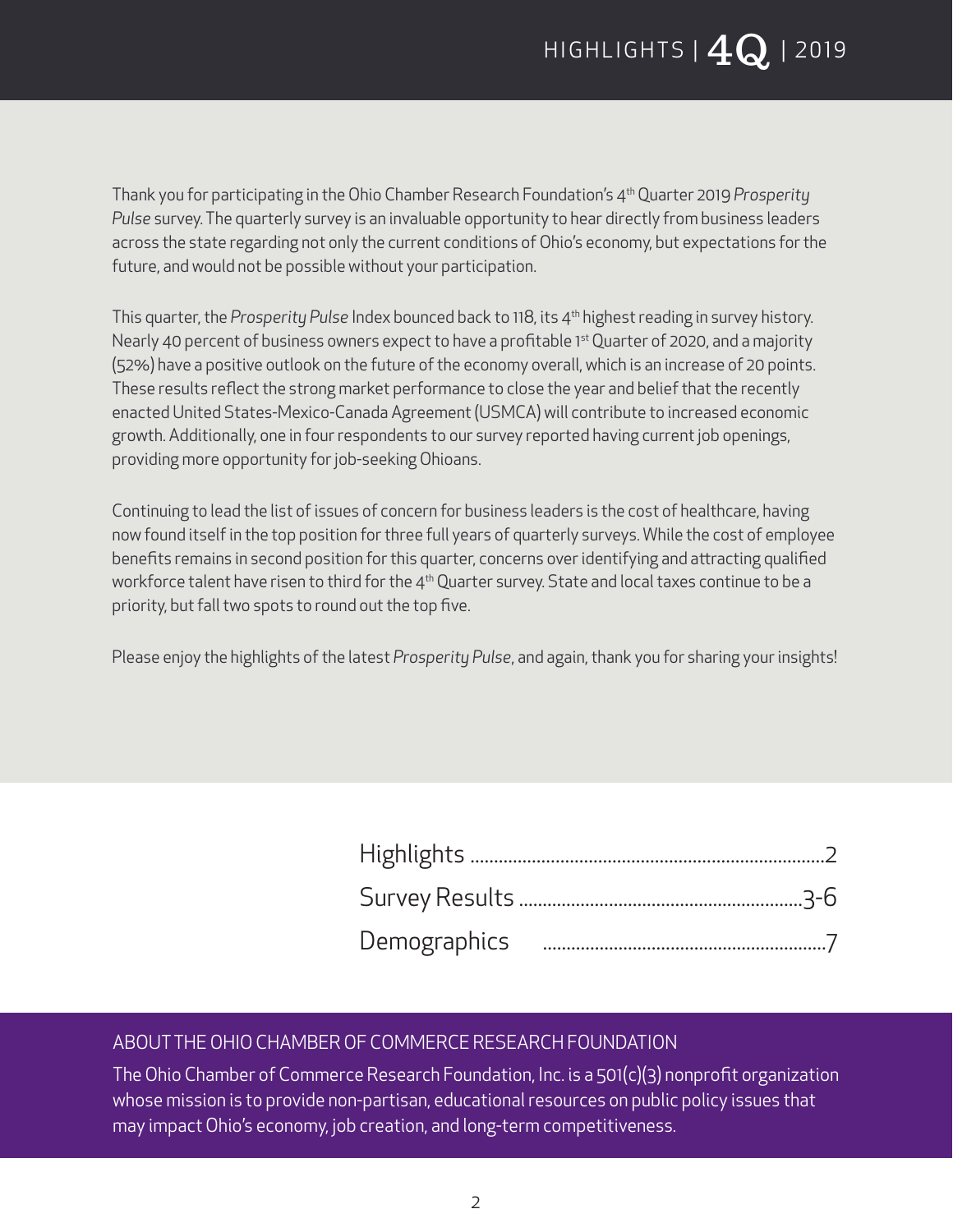# HIGHLIGHTS | 4Q | 2019

Thank you for participating in the Ohio Chamber Research Foundation's 4th Quarter 2019 *Prosperity Pulse* survey. The quarterly survey is an invaluable opportunity to hear directly from business leaders across the state regarding not only the current conditions of Ohio's economy, but expectations for the future, and would not be possible without your participation.

This quarter, the *Prosperity Pulse* Index bounced back to 118, its 4th highest reading in survey history. Nearly 40 percent of business owners expect to have a profitable 1st Quarter of 2020, and a majority (52%) have a positive outlook on the future of the economy overall, which is an increase of 20 points. These results reflect the strong market performance to close the year and belief that the recently enacted United States-Mexico-Canada Agreement (USMCA) will contribute to increased economic growth. Additionally, one in four respondents to our survey reported having current job openings, providing more opportunity for job-seeking Ohioans.

Continuing to lead the list of issues of concern for business leaders is the cost of healthcare, having now found itself in the top position for three full years of quarterly surveys. While the cost of employee benefits remains in second position for this quarter, concerns over identifying and attracting qualified workforce talent have risen to third for the 4th Quarter survey. State and local taxes continue to be a priority, but fall two spots to round out the top five.

Please enjoy the highlights of the latest *Prosperity Pulse*, and again, thank you for sharing your insights!

Highlights .......... 2
Survey Results .......... 3-6
Demographics .......... 7

## ABOUT THE OHIO CHAMBER OF COMMERCE RESEARCH FOUNDATION

The Ohio Chamber of Commerce Research Foundation, Inc. is a 501(c)(3) nonprofit organization whose mission is to provide non-partisan, educational resources on public policy issues that may impact Ohio's economy, job creation, and long-term competitiveness.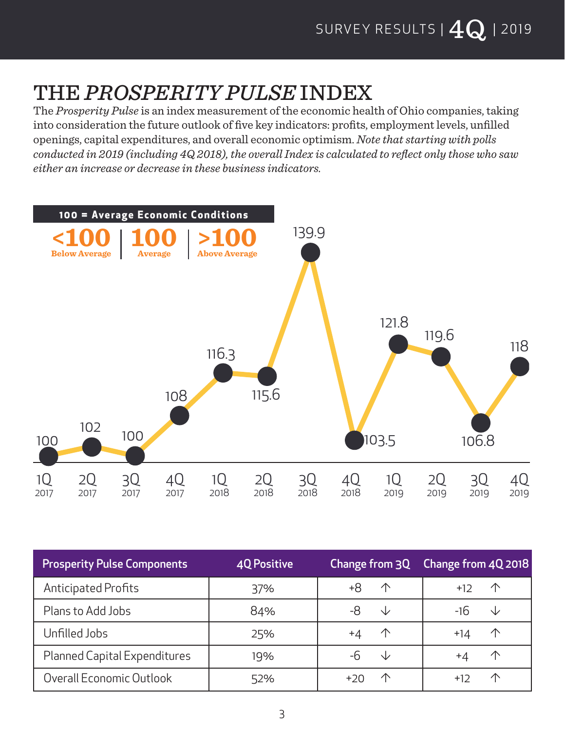# THE *PROSPERITY PULSE* INDEX

The *Prosperity Pulse* is an index measurement of the economic health of Ohio companies, taking into consideration the future outlook of five key indicators: profits, employment levels, unfilled openings, capital expenditures, and overall economic optimism. *Note that starting with polls conducted in 2019 (including 4Q 2018), the overall Index is calculated to reflect only those who saw either an increase or decrease in these business indicators.*

**100 = Average Economic Conditions**

**<100** Below Average | **100** Average | **>100** Above Average

| Quarter | Index |
|---|---|
| 1Q 2017 | 100 |
| 2Q 2017 | 102 |
| 3Q 2017 | 100 |
| 4Q 2017 | 108 |
| 1Q 2018 | 116.3 |
| 2Q 2018 | 115.6 |
| 3Q 2018 | 139.9 |
| 4Q 2018 | 103.5 |
| 1Q 2019 | 121.8 |
| 2Q 2019 | 119.6 |
| 3Q 2019 | 106.8 |
| 4Q 2019 | 118 |

| Prosperity Pulse Components | 4Q Positive | Change from 3Q | Change from 4Q 2018 |
|---|---|---|---|
| Anticipated Profits | 37% | +8 ↑ | +12 ↑ |
| Plans to Add Jobs | 84% | -8 ↓ | -16 ↓ |
| Unfilled Jobs | 25% | +4 ↑ | +14 ↑ |
| Planned Capital Expenditures | 19% | -6 ↓ | +4 ↑ |
| Overall Economic Outlook | 52% | +20 ↑ | +12 ↑ |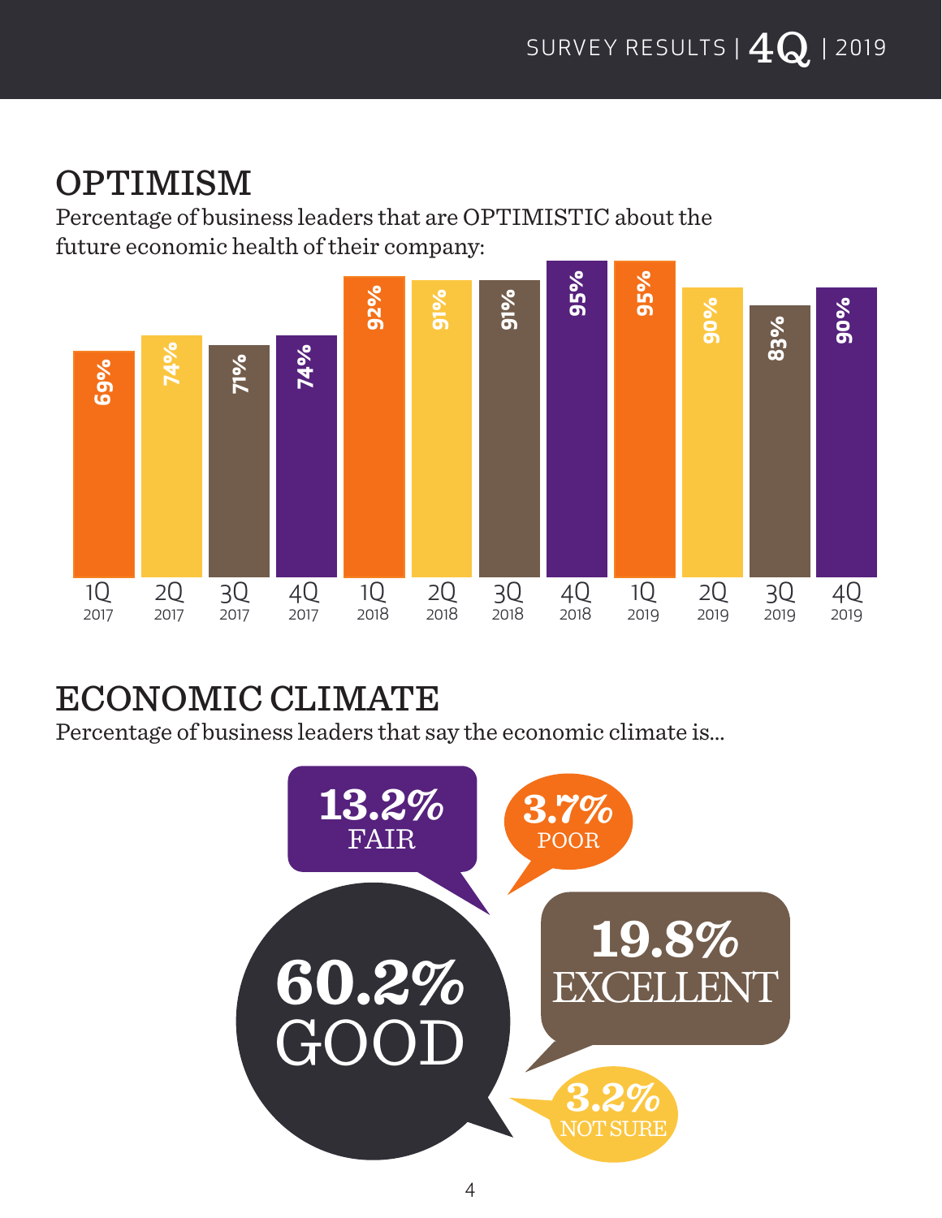## OPTIMISM

Percentage of business leaders that are OPTIMISTIC about the future economic health of their company:

| Quarter | Optimistic |
|---|---|
| 1Q 2017 | 69% |
| 2Q 2017 | 74% |
| 3Q 2017 | 71% |
| 4Q 2017 | 74% |
| 1Q 2018 | 92% |
| 2Q 2018 | 91% |
| 3Q 2018 | 91% |
| 4Q 2018 | 95% |
| 1Q 2019 | 95% |
| 2Q 2019 | 90% |
| 3Q 2019 | 83% |
| 4Q 2019 | 90% |

## ECONOMIC CLIMATE

Percentage of business leaders that say the economic climate is...

| Rating | Percentage |
|---|---|
| GOOD | 60.2% |
| EXCELLENT | 19.8% |
| FAIR | 13.2% |
| POOR | 3.7% |
| NOT SURE | 3.2% |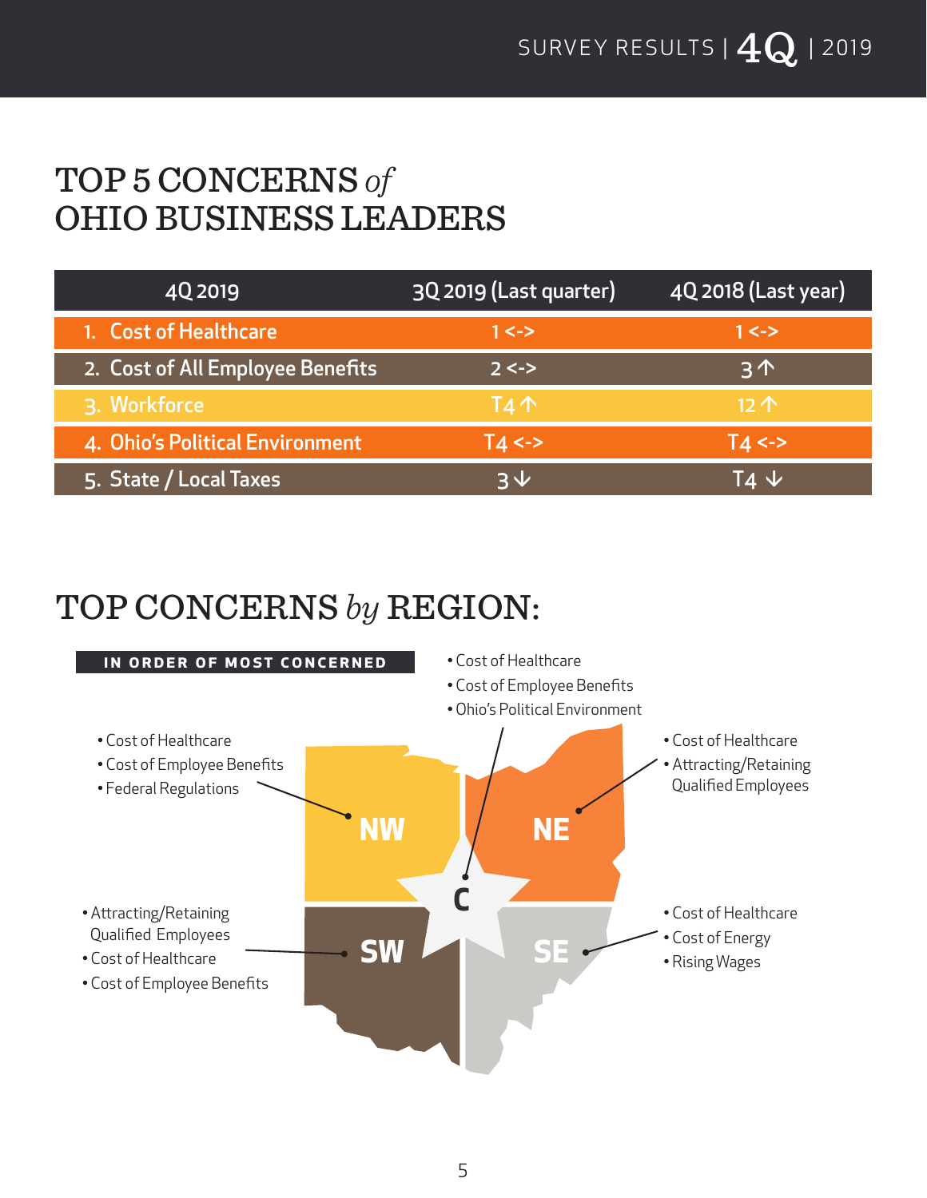# TOP 5 CONCERNS *of* OHIO BUSINESS LEADERS

| 4Q 2019 | 3Q 2019 (Last quarter) | 4Q 2018 (Last year) |
|---|---|---|
| 1. Cost of Healthcare | 1 <-> | 1 <-> |
| 2. Cost of All Employee Benefits | 2 <-> | 3 ↑ |
| 3. Workforce | T4 ↑ | 12 ↑ |
| 4. Ohio's Political Environment | T4 <-> | T4 <-> |
| 5. State / Local Taxes | 3 ↓ | T4 ↓ |

# TOP CONCERNS *by* REGION:

**IN ORDER OF MOST CONCERNED**

**NW**
- Cost of Healthcare
- Cost of Employee Benefits
- Federal Regulations

**C**
- Cost of Healthcare
- Cost of Employee Benefits
- Ohio's Political Environment

**NE**
- Cost of Healthcare
- Attracting/Retaining Qualified Employees

**SW**
- Attracting/Retaining Qualified Employees
- Cost of Healthcare
- Cost of Employee Benefits

**SE**
- Cost of Healthcare
- Cost of Energy
- Rising Wages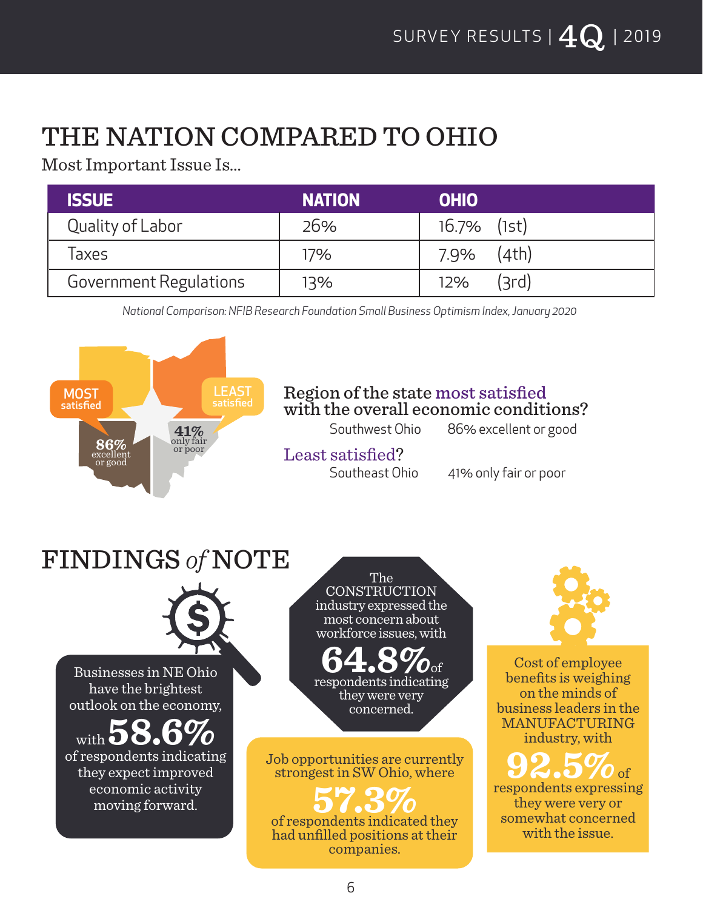# THE NATION COMPARED TO OHIO

Most Important Issue Is...

| ISSUE | NATION | OHIO |
|---|---|---|
| Quality of Labor | 26% | 16.7% (1st) |
| Taxes | 17% | 7.9% (4th) |
| Government Regulations | 13% | 12% (3rd) |

*National Comparison: NFIB Research Foundation Small Business Optimism Index, January 2020*

MOST satisfied — 86% excellent or good

LEAST satisfied — 41% only fair or poor

**Region of the state most satisfied with the overall economic conditions?**

Southwest Ohio — 86% excellent or good

**Least satisfied?**

Southeast Ohio — 41% only fair or poor

# FINDINGS *of* NOTE

Businesses in NE Ohio have the brightest outlook on the economy, with **58.6%** of respondents indicating they expect improved economic activity moving forward.

The CONSTRUCTION industry expressed the most concern about workforce issues, with **64.8%** of respondents indicating they were very concerned.

Job opportunities are currently strongest in SW Ohio, where **57.3%** of respondents indicated they had unfilled positions at their companies.

Cost of employee benefits is weighing on the minds of business leaders in the MANUFACTURING industry, with **92.5%** of respondents expressing they were very or somewhat concerned with the issue.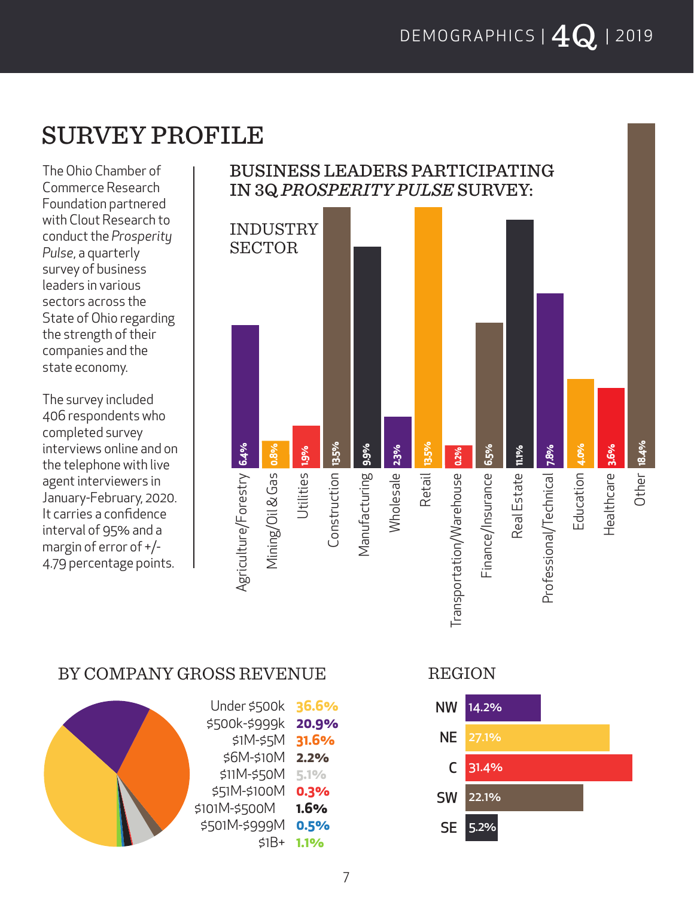# SURVEY PROFILE

The Ohio Chamber of Commerce Research Foundation partnered with Clout Research to conduct the *Prosperity Pulse*, a quarterly survey of business leaders in various sectors across the State of Ohio regarding the strength of their companies and the state economy.

The survey included 406 respondents who completed survey interviews online and on the telephone with live agent interviewers in January-February, 2020. It carries a confidence interval of 95% and a margin of error of +/- 4.79 percentage points.

## BUSINESS LEADERS PARTICIPATING IN 3Q *PROSPERITY PULSE* SURVEY:

### INDUSTRY SECTOR

| Sector | Percent |
|---|---|
| Agriculture/Forestry | 6.4% |
| Mining/Oil & Gas | 0.8% |
| Utilities | 1.9% |
| Construction | 13.5% |
| Manufacturing | 9.9% |
| Wholesale | 2.3% |
| Retail | 13.5% |
| Transportation/Warehouse | 0.2% |
| Finance/Insurance | 6.5% |
| Real Estate | 11.1% |
| Professional/Technical | 7.8% |
| Education | 4.0% |
| Healthcare | 3.6% |
| Other | 18.4% |

### BY COMPANY GROSS REVENUE

| Revenue | Percent |
|---|---|
| Under $500k | 36.6% |
| $500k-$999k | 20.9% |
| $1M-$5M | 31.6% |
| $6M-$10M | 2.2% |
| $11M-$50M | 5.1% |
| $51M-$100M | 0.3% |
| $101M-$500M | 1.6% |
| $501M-$999M | 0.5% |
| $1B+ | 1.1% |

### REGION

| Region | Percent |
|---|---|
| NW | 14.2% |
| NE | 27.1% |
| C | 31.4% |
| SW | 22.1% |
| SE | 5.2% |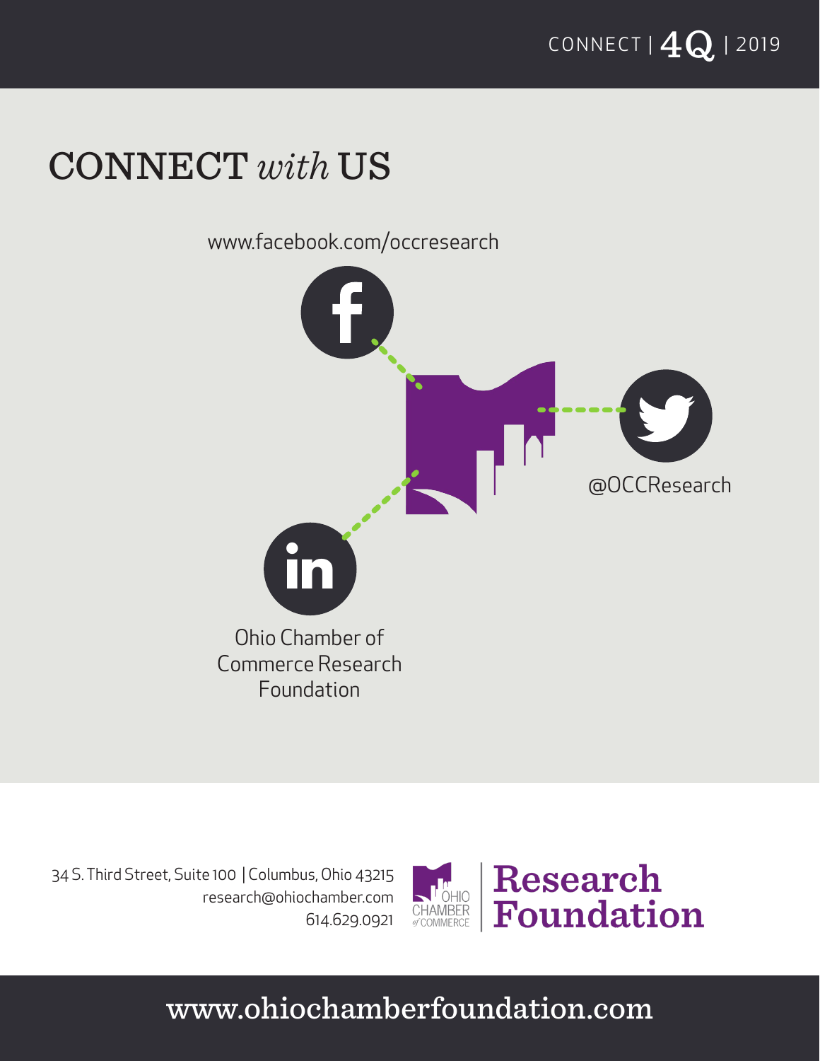# CONNECT *with* US

www.facebook.com/occresearch

@OCCResearch

Ohio Chamber of Commerce Research Foundation

34 S. Third Street, Suite 100 | Columbus, Ohio 43215
research@ohiochamber.com
614.629.0921

OHIO CHAMBER of COMMERCE | Research Foundation

www.ohiochamberfoundation.com